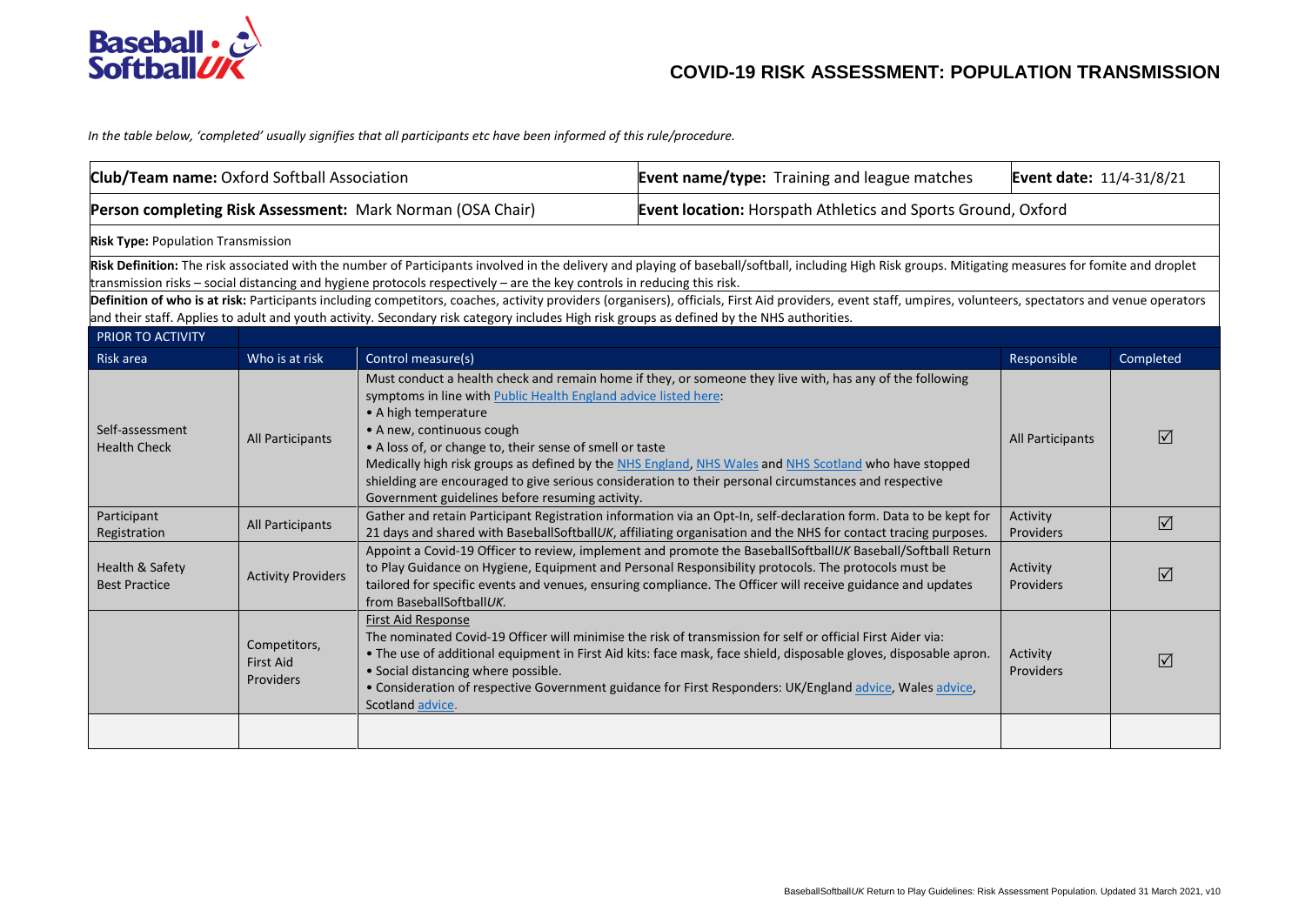# COVID-19 RISK ASSESSMENT: POPULATION TRANSMISSION

*In the table below, 'completed' usually signifies that all participants etc have been informed of this rule/procedure.*

| **Club/Team name:** Oxford Softball Association | **Event name/type:** Training and league matches | **Event date:** 11/4-31/8/21 |
|---|---|---|
| **Person completing Risk Assessment:** Mark Norman (OSA Chair) | **Event location:** Horspath Athletics and Sports Ground, Oxford | |

**Risk Type:** Population Transmission

**Risk Definition:** The risk associated with the number of Participants involved in the delivery and playing of baseball/softball, including High Risk groups. Mitigating measures for fomite and droplet transmission risks – social distancing and hygiene protocols respectively – are the key controls in reducing this risk.

**Definition of who is at risk:** Participants including competitors, coaches, activity providers (organisers), officials, First Aid providers, event staff, umpires, volunteers, spectators and venue operators and their staff. Applies to adult and youth activity. Secondary risk category includes High risk groups as defined by the NHS authorities.

| PRIOR TO ACTIVITY | | | | |
|---|---|---|---|---|
| Risk area | Who is at risk | Control measure(s) | Responsible | Completed |
| Self-assessment Health Check | All Participants | Must conduct a health check and remain home if they, or someone they live with, has any of the following symptoms in line with Public Health England advice listed here:<br>• A high temperature<br>• A new, continuous cough<br>• A loss of, or change to, their sense of smell or taste<br>Medically high risk groups as defined by the NHS England, NHS Wales and NHS Scotland who have stopped shielding are encouraged to give serious consideration to their personal circumstances and respective Government guidelines before resuming activity. | All Participants | ☑ |
| Participant Registration | All Participants | Gather and retain Participant Registration information via an Opt-In, self-declaration form. Data to be kept for 21 days and shared with BaseballSoftball*UK*, affiliating organisation and the NHS for contact tracing purposes. | Activity Providers | ☑ |
| Health & Safety Best Practice | Activity Providers | Appoint a Covid-19 Officer to review, implement and promote the BaseballSoftball*UK* Baseball/Softball Return to Play Guidance on Hygiene, Equipment and Personal Responsibility protocols. The protocols must be tailored for specific events and venues, ensuring compliance. The Officer will receive guidance and updates from BaseballSoftball*UK.* | Activity Providers | ☑ |
| | Competitors, First Aid Providers | First Aid Response<br>The nominated Covid-19 Officer will minimise the risk of transmission for self or official First Aider via:<br>• The use of additional equipment in First Aid kits: face mask, face shield, disposable gloves, disposable apron.<br>• Social distancing where possible.<br>• Consideration of respective Government guidance for First Responders: UK/England advice, Wales advice, Scotland advice. | Activity Providers | ☑ |
| | | | | |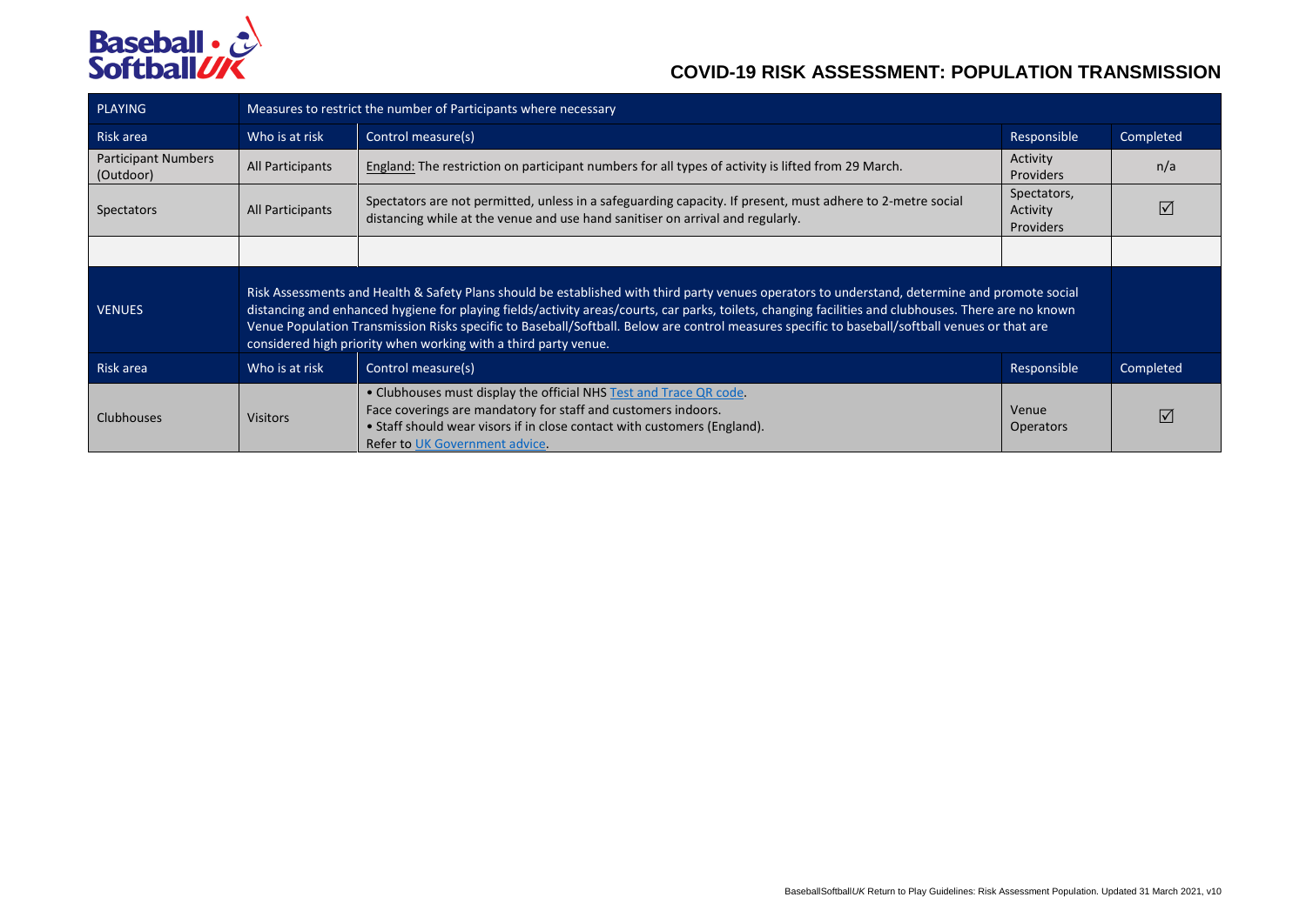# COVID-19 RISK ASSESSMENT: POPULATION TRANSMISSION

| PLAYING | Measures to restrict the number of Participants where necessary | | | |
|---|---|---|---|---|
| Risk area | Who is at risk | Control measure(s) | Responsible | Completed |
| Participant Numbers (Outdoor) | All Participants | England: The restriction on participant numbers for all types of activity is lifted from 29 March. | Activity Providers | n/a |
| Spectators | All Participants | Spectators are not permitted, unless in a safeguarding capacity. If present, must adhere to 2-metre social distancing while at the venue and use hand sanitiser on arrival and regularly. | Spectators, Activity Providers | ☑ |
| | | | | |
| VENUES | Risk Assessments and Health & Safety Plans should be established with third party venues operators to understand, determine and promote social distancing and enhanced hygiene for playing fields/activity areas/courts, car parks, toilets, changing facilities and clubhouses. There are no known Venue Population Transmission Risks specific to Baseball/Softball. Below are control measures specific to baseball/softball venues or that are considered high priority when working with a third party venue. | | | |
| Risk area | Who is at risk | Control measure(s) | Responsible | Completed |
| Clubhouses | Visitors | • Clubhouses must display the official NHS Test and Trace QR code.<br>Face coverings are mandatory for staff and customers indoors.<br>• Staff should wear visors if in close contact with customers (England).<br>Refer to UK Government advice. | Venue Operators | ☑ |